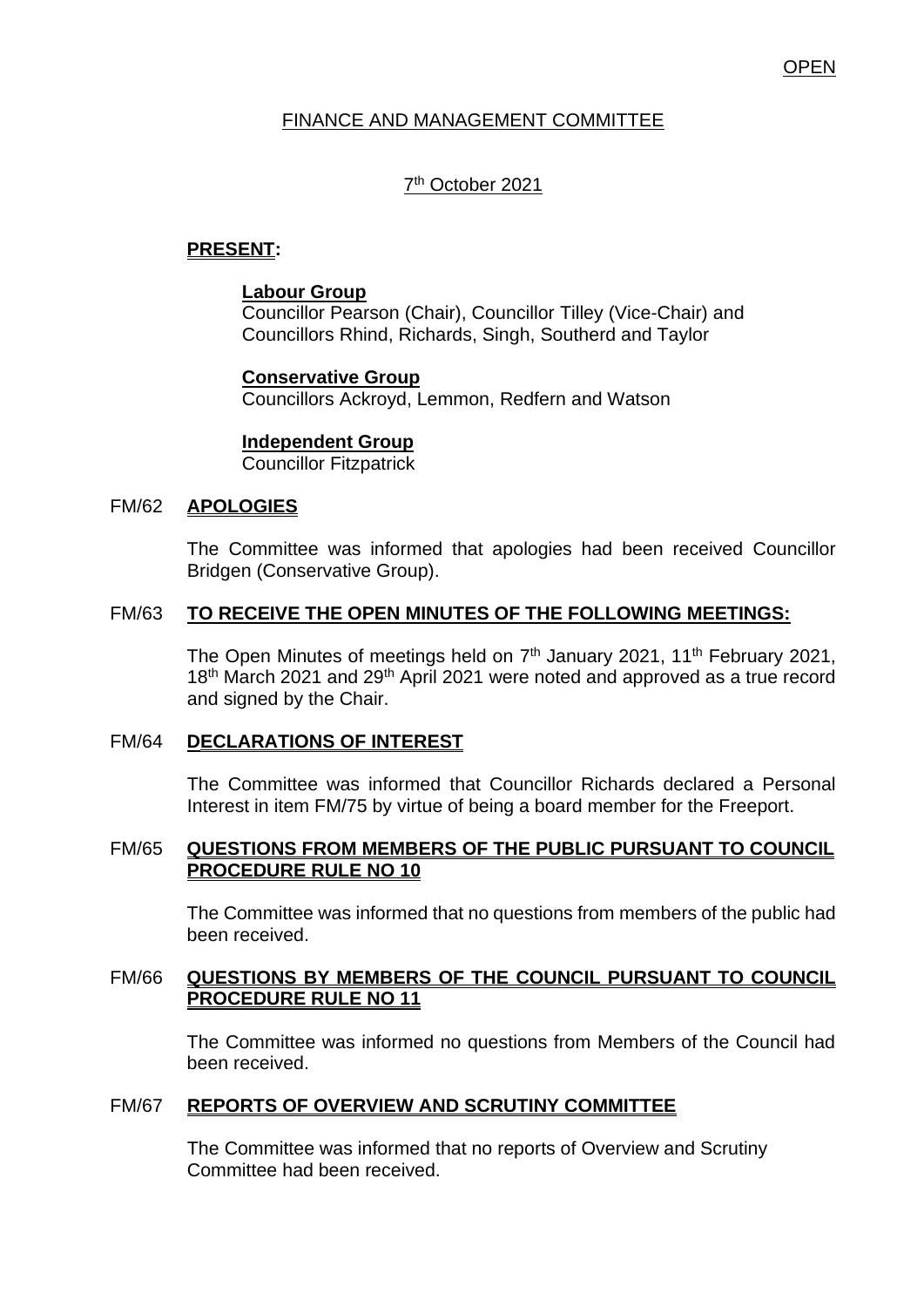OPEN

# FINANCE AND MANAGEMENT COMMITTEE

## 7th October 2021

**PRESENT:**

**Labour Group**
Councillor Pearson (Chair), Councillor Tilley (Vice-Chair) and Councillors Rhind, Richards, Singh, Southerd and Taylor

**Conservative Group**
Councillors Ackroyd, Lemmon, Redfern and Watson

**Independent Group**
Councillor Fitzpatrick

FM/62 **APOLOGIES**

The Committee was informed that apologies had been received Councillor Bridgen (Conservative Group).

FM/63 **TO RECEIVE THE OPEN MINUTES OF THE FOLLOWING MEETINGS:**

The Open Minutes of meetings held on 7th January 2021, 11th February 2021, 18th March 2021 and 29th April 2021 were noted and approved as a true record and signed by the Chair.

FM/64 **DECLARATIONS OF INTEREST**

The Committee was informed that Councillor Richards declared a Personal Interest in item FM/75 by virtue of being a board member for the Freeport.

FM/65 **QUESTIONS FROM MEMBERS OF THE PUBLIC PURSUANT TO COUNCIL PROCEDURE RULE NO 10**

The Committee was informed that no questions from members of the public had been received.

FM/66 **QUESTIONS BY MEMBERS OF THE COUNCIL PURSUANT TO COUNCIL PROCEDURE RULE NO 11**

The Committee was informed no questions from Members of the Council had been received.

FM/67 **REPORTS OF OVERVIEW AND SCRUTINY COMMITTEE**

The Committee was informed that no reports of Overview and Scrutiny Committee had been received.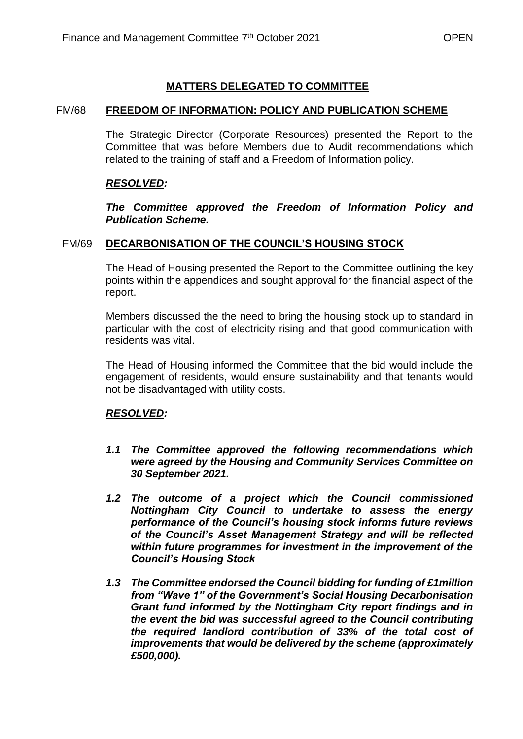## MATTERS DELEGATED TO COMMITTEE

### FM/68 FREEDOM OF INFORMATION: POLICY AND PUBLICATION SCHEME

The Strategic Director (Corporate Resources) presented the Report to the Committee that was before Members due to Audit recommendations which related to the training of staff and a Freedom of Information policy.

***RESOLVED:***

***The Committee approved the Freedom of Information Policy and Publication Scheme.***

### FM/69 DECARBONISATION OF THE COUNCIL'S HOUSING STOCK

The Head of Housing presented the Report to the Committee outlining the key points within the appendices and sought approval for the financial aspect of the report.

Members discussed the the need to bring the housing stock up to standard in particular with the cost of electricity rising and that good communication with residents was vital.

The Head of Housing informed the Committee that the bid would include the engagement of residents, would ensure sustainability and that tenants would not be disadvantaged with utility costs.

***RESOLVED:***

***1.1 The Committee approved the following recommendations which were agreed by the Housing and Community Services Committee on 30 September 2021.***

***1.2 The outcome of a project which the Council commissioned Nottingham City Council to undertake to assess the energy performance of the Council's housing stock informs future reviews of the Council's Asset Management Strategy and will be reflected within future programmes for investment in the improvement of the Council's Housing Stock***

***1.3 The Committee endorsed the Council bidding for funding of £1million from "Wave 1" of the Government's Social Housing Decarbonisation Grant fund informed by the Nottingham City report findings and in the event the bid was successful agreed to the Council contributing the required landlord contribution of 33% of the total cost of improvements that would be delivered by the scheme (approximately £500,000).***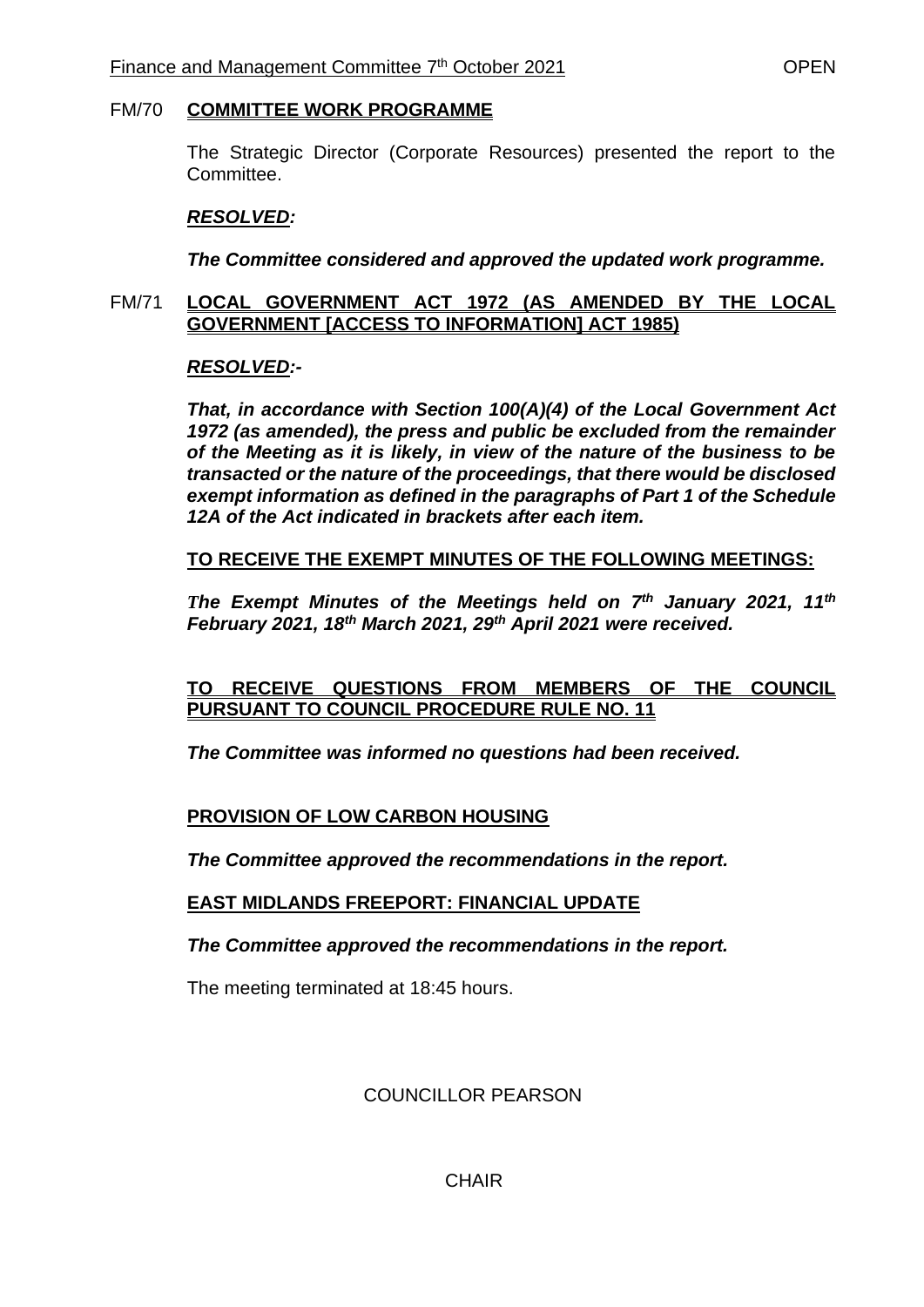FM/70 **COMMITTEE WORK PROGRAMME**

The Strategic Director (Corporate Resources) presented the report to the Committee.

***RESOLVED:***

***The Committee considered and approved the updated work programme.***

FM/71 **LOCAL GOVERNMENT ACT 1972 (AS AMENDED BY THE LOCAL GOVERNMENT [ACCESS TO INFORMATION] ACT 1985)**

***RESOLVED:-***

***That, in accordance with Section 100(A)(4) of the Local Government Act 1972 (as amended), the press and public be excluded from the remainder of the Meeting as it is likely, in view of the nature of the business to be transacted or the nature of the proceedings, that there would be disclosed exempt information as defined in the paragraphs of Part 1 of the Schedule 12A of the Act indicated in brackets after each item.***

**TO RECEIVE THE EXEMPT MINUTES OF THE FOLLOWING MEETINGS:**

***The Exempt Minutes of the Meetings held on 7th January 2021, 11th February 2021, 18th March 2021, 29th April 2021 were received.***

**TO RECEIVE QUESTIONS FROM MEMBERS OF THE COUNCIL PURSUANT TO COUNCIL PROCEDURE RULE NO. 11**

***The Committee was informed no questions had been received.***

**PROVISION OF LOW CARBON HOUSING**

***The Committee approved the recommendations in the report.***

**EAST MIDLANDS FREEPORT: FINANCIAL UPDATE**

***The Committee approved the recommendations in the report.***

The meeting terminated at 18:45 hours.

COUNCILLOR PEARSON

CHAIR